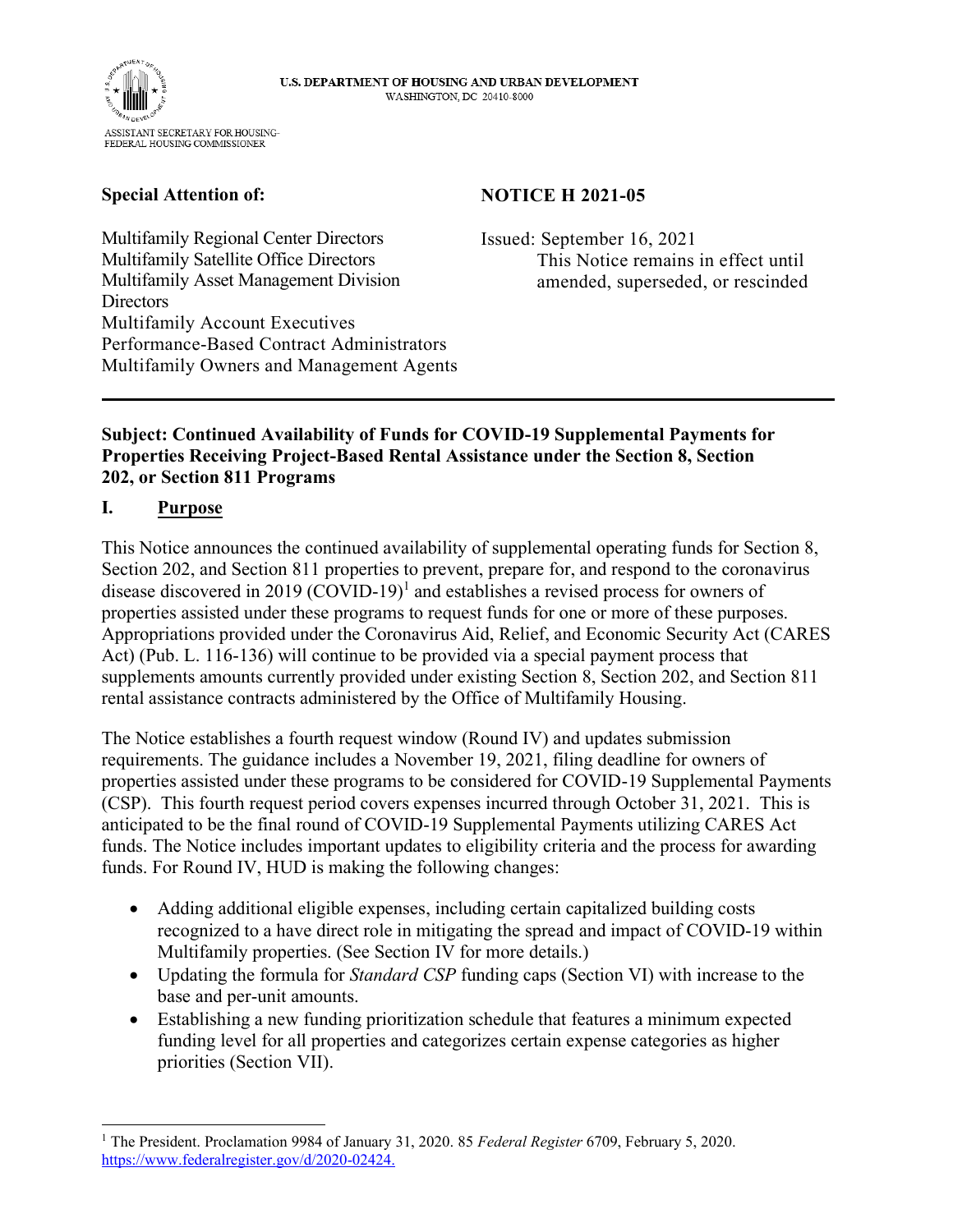U.S. DEPARTMENT OF HOUSING AND URBAN DEVELOPMENT
WASHINGTON, DC 20410-8000

ASSISTANT SECRETARY FOR HOUSING-
FEDERAL HOUSING COMMISSIONER

**Special Attention of:**

Multifamily Regional Center Directors
Multifamily Satellite Office Directors
Multifamily Asset Management Division Directors
Multifamily Account Executives
Performance-Based Contract Administrators
Multifamily Owners and Management Agents

**NOTICE H 2021-05**

Issued: September 16, 2021
This Notice remains in effect until amended, superseded, or rescinded

---

**Subject: Continued Availability of Funds for COVID-19 Supplemental Payments for Properties Receiving Project-Based Rental Assistance under the Section 8, Section 202, or Section 811 Programs**

## I. Purpose

This Notice announces the continued availability of supplemental operating funds for Section 8, Section 202, and Section 811 properties to prevent, prepare for, and respond to the coronavirus disease discovered in 2019 (COVID-19)[1] and establishes a revised process for owners of properties assisted under these programs to request funds for one or more of these purposes. Appropriations provided under the Coronavirus Aid, Relief, and Economic Security Act (CARES Act) (Pub. L. 116-136) will continue to be provided via a special payment process that supplements amounts currently provided under existing Section 8, Section 202, and Section 811 rental assistance contracts administered by the Office of Multifamily Housing.

The Notice establishes a fourth request window (Round IV) and updates submission requirements. The guidance includes a November 19, 2021, filing deadline for owners of properties assisted under these programs to be considered for COVID-19 Supplemental Payments (CSP). This fourth request period covers expenses incurred through October 31, 2021. This is anticipated to be the final round of COVID-19 Supplemental Payments utilizing CARES Act funds. The Notice includes important updates to eligibility criteria and the process for awarding funds. For Round IV, HUD is making the following changes:

- Adding additional eligible expenses, including certain capitalized building costs recognized to a have direct role in mitigating the spread and impact of COVID-19 within Multifamily properties. (See Section IV for more details.)
- Updating the formula for *Standard CSP* funding caps (Section VI) with increase to the base and per-unit amounts.
- Establishing a new funding prioritization schedule that features a minimum expected funding level for all properties and categorizes certain expense categories as higher priorities (Section VII).

---

[1] The President. Proclamation 9984 of January 31, 2020. 85 *Federal Register* 6709, February 5, 2020. https://www.federalregister.gov/d/2020-02424.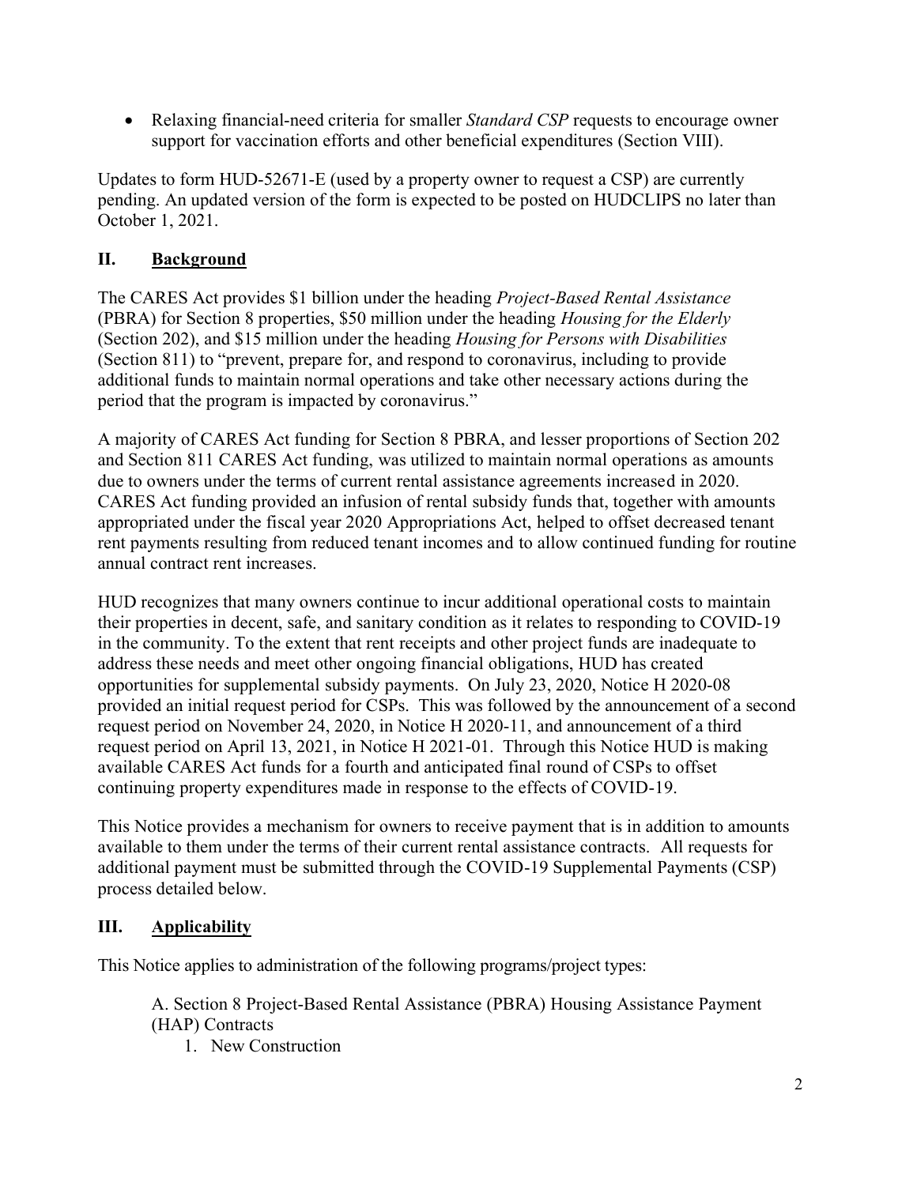- Relaxing financial-need criteria for smaller *Standard CSP* requests to encourage owner support for vaccination efforts and other beneficial expenditures (Section VIII).

Updates to form HUD-52671-E (used by a property owner to request a CSP) are currently pending. An updated version of the form is expected to be posted on HUDCLIPS no later than October 1, 2021.

## II. Background

The CARES Act provides $1 billion under the heading *Project-Based Rental Assistance* (PBRA) for Section 8 properties, $50 million under the heading *Housing for the Elderly* (Section 202), and $15 million under the heading *Housing for Persons with Disabilities* (Section 811) to "prevent, prepare for, and respond to coronavirus, including to provide additional funds to maintain normal operations and take other necessary actions during the period that the program is impacted by coronavirus."

A majority of CARES Act funding for Section 8 PBRA, and lesser proportions of Section 202 and Section 811 CARES Act funding, was utilized to maintain normal operations as amounts due to owners under the terms of current rental assistance agreements increased in 2020. CARES Act funding provided an infusion of rental subsidy funds that, together with amounts appropriated under the fiscal year 2020 Appropriations Act, helped to offset decreased tenant rent payments resulting from reduced tenant incomes and to allow continued funding for routine annual contract rent increases.

HUD recognizes that many owners continue to incur additional operational costs to maintain their properties in decent, safe, and sanitary condition as it relates to responding to COVID-19 in the community. To the extent that rent receipts and other project funds are inadequate to address these needs and meet other ongoing financial obligations, HUD has created opportunities for supplemental subsidy payments. On July 23, 2020, Notice H 2020-08 provided an initial request period for CSPs. This was followed by the announcement of a second request period on November 24, 2020, in Notice H 2020-11, and announcement of a third request period on April 13, 2021, in Notice H 2021-01. Through this Notice HUD is making available CARES Act funds for a fourth and anticipated final round of CSPs to offset continuing property expenditures made in response to the effects of COVID-19.

This Notice provides a mechanism for owners to receive payment that is in addition to amounts available to them under the terms of their current rental assistance contracts. All requests for additional payment must be submitted through the COVID-19 Supplemental Payments (CSP) process detailed below.

## III. Applicability

This Notice applies to administration of the following programs/project types:

A. Section 8 Project-Based Rental Assistance (PBRA) Housing Assistance Payment (HAP) Contracts

1. New Construction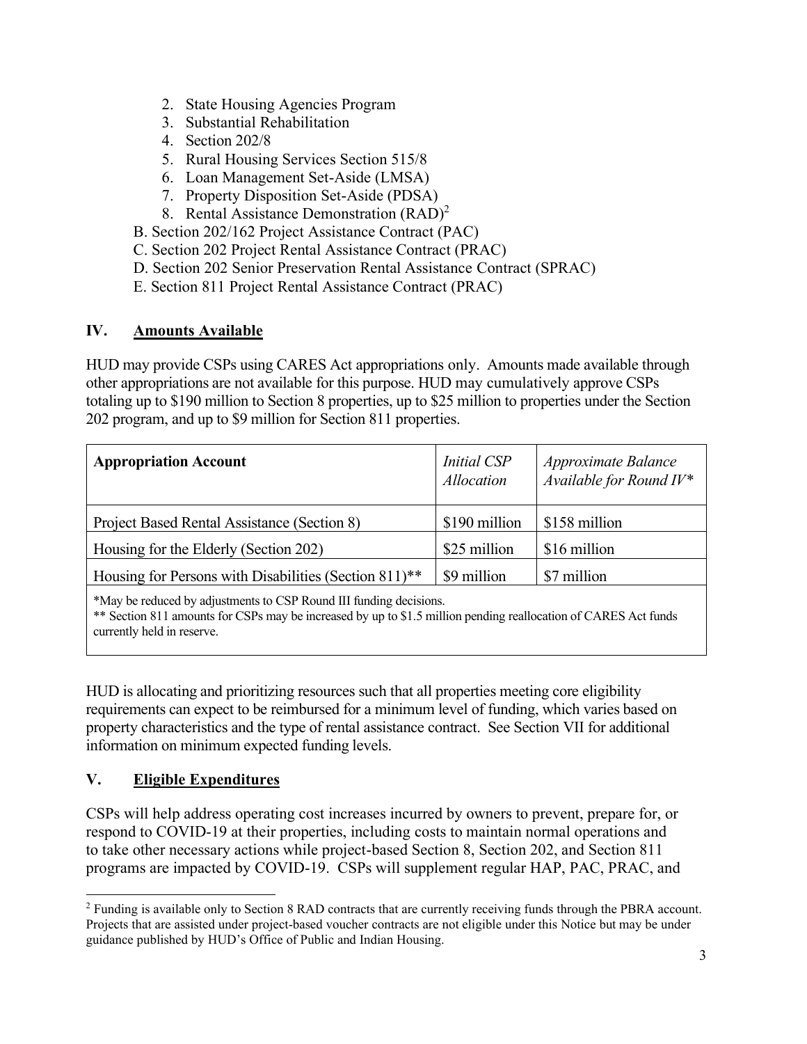2. State Housing Agencies Program
3. Substantial Rehabilitation
4. Section 202/8
5. Rural Housing Services Section 515/8
6. Loan Management Set-Aside (LMSA)
7. Property Disposition Set-Aside (PDSA)
8. Rental Assistance Demonstration (RAD)[2]

B. Section 202/162 Project Assistance Contract (PAC)
C. Section 202 Project Rental Assistance Contract (PRAC)
D. Section 202 Senior Preservation Rental Assistance Contract (SPRAC)
E. Section 811 Project Rental Assistance Contract (PRAC)

## IV. Amounts Available

HUD may provide CSPs using CARES Act appropriations only. Amounts made available through other appropriations are not available for this purpose. HUD may cumulatively approve CSPs totaling up to $190 million to Section 8 properties, up to $25 million to properties under the Section 202 program, and up to $9 million for Section 811 properties.

| **Appropriation Account** | *Initial CSP Allocation* | *Approximate Balance Available for Round IV** |
|---|---|---|
| Project Based Rental Assistance (Section 8) | $190 million | $158 million |
| Housing for the Elderly (Section 202) | $25 million | $16 million |
| Housing for Persons with Disabilities (Section 811)** | $9 million | $7 million |

*May be reduced by adjustments to CSP Round III funding decisions.
** Section 811 amounts for CSPs may be increased by up to $1.5 million pending reallocation of CARES Act funds currently held in reserve.

HUD is allocating and prioritizing resources such that all properties meeting core eligibility requirements can expect to be reimbursed for a minimum level of funding, which varies based on property characteristics and the type of rental assistance contract. See Section VII for additional information on minimum expected funding levels.

## V. Eligible Expenditures

CSPs will help address operating cost increases incurred by owners to prevent, prepare for, or respond to COVID-19 at their properties, including costs to maintain normal operations and to take other necessary actions while project-based Section 8, Section 202, and Section 811 programs are impacted by COVID-19. CSPs will supplement regular HAP, PAC, PRAC, and

[2] Funding is available only to Section 8 RAD contracts that are currently receiving funds through the PBRA account. Projects that are assisted under project-based voucher contracts are not eligible under this Notice but may be under guidance published by HUD's Office of Public and Indian Housing.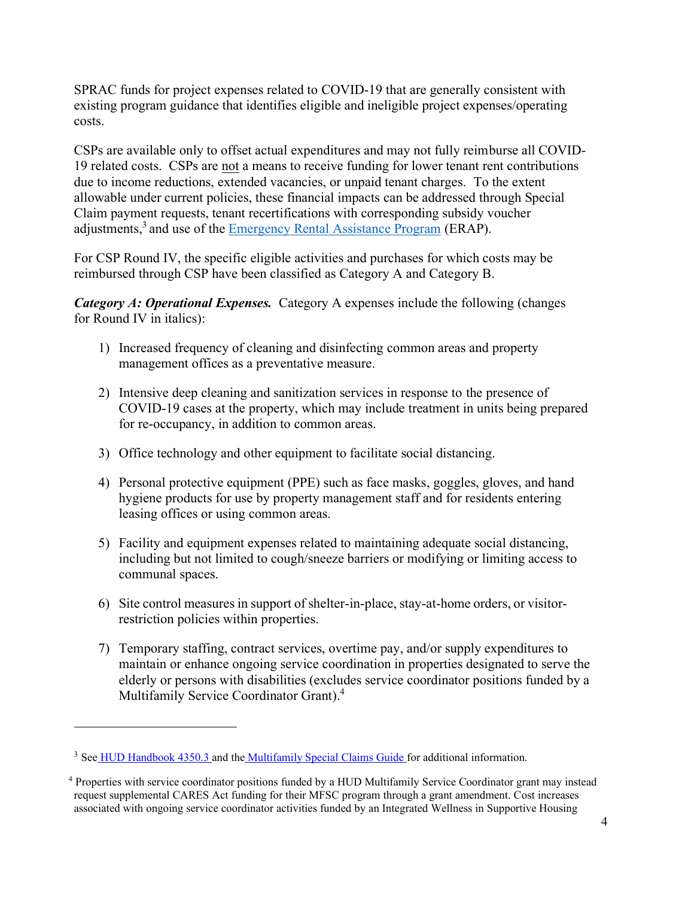SPRAC funds for project expenses related to COVID-19 that are generally consistent with existing program guidance that identifies eligible and ineligible project expenses/operating costs.

CSPs are available only to offset actual expenditures and may not fully reimburse all COVID-19 related costs. CSPs are not a means to receive funding for lower tenant rent contributions due to income reductions, extended vacancies, or unpaid tenant charges. To the extent allowable under current policies, these financial impacts can be addressed through Special Claim payment requests, tenant recertifications with corresponding subsidy voucher adjustments,[3] and use of the [Emergency Rental Assistance Program](Emergency Rental Assistance Program) (ERAP).

For CSP Round IV, the specific eligible activities and purchases for which costs may be reimbursed through CSP have been classified as Category A and Category B.

***Category A: Operational Expenses.*** Category A expenses include the following (changes for Round IV in italics):

1) Increased frequency of cleaning and disinfecting common areas and property management offices as a preventative measure.

2) Intensive deep cleaning and sanitization services in response to the presence of COVID-19 cases at the property, which may include treatment in units being prepared for re-occupancy, in addition to common areas.

3) Office technology and other equipment to facilitate social distancing.

4) Personal protective equipment (PPE) such as face masks, goggles, gloves, and hand hygiene products for use by property management staff and for residents entering leasing offices or using common areas.

5) Facility and equipment expenses related to maintaining adequate social distancing, including but not limited to cough/sneeze barriers or modifying or limiting access to communal spaces.

6) Site control measures in support of shelter-in-place, stay-at-home orders, or visitor-restriction policies within properties.

7) Temporary staffing, contract services, overtime pay, and/or supply expenditures to maintain or enhance ongoing service coordination in properties designated to serve the elderly or persons with disabilities (excludes service coordinator positions funded by a Multifamily Service Coordinator Grant).[4]

---

[3] See HUD Handbook 4350.3 and the Multifamily Special Claims Guide for additional information.

[4] Properties with service coordinator positions funded by a HUD Multifamily Service Coordinator grant may instead request supplemental CARES Act funding for their MFSC program through a grant amendment. Cost increases associated with ongoing service coordinator activities funded by an Integrated Wellness in Supportive Housing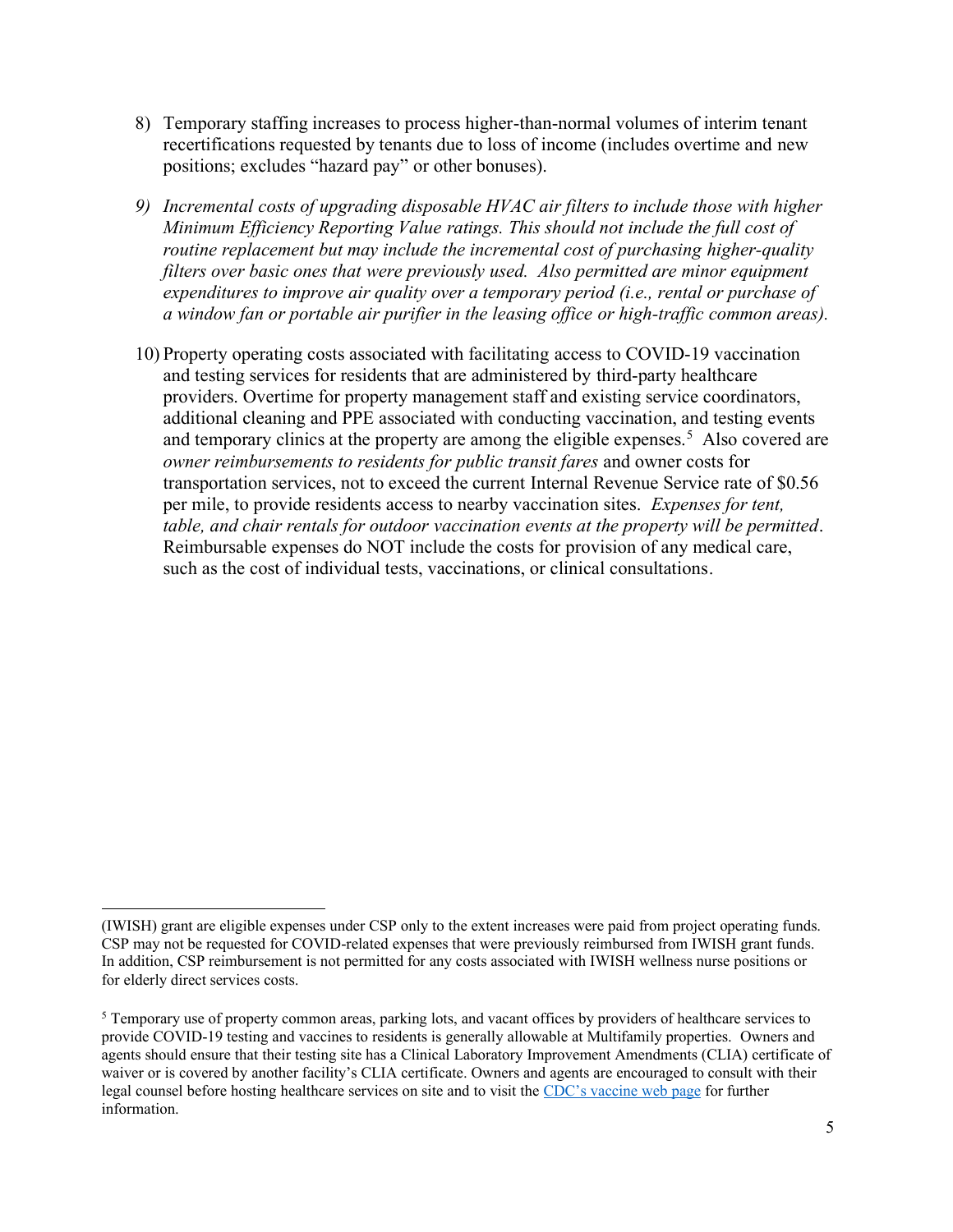8) Temporary staffing increases to process higher-than-normal volumes of interim tenant recertifications requested by tenants due to loss of income (includes overtime and new positions; excludes "hazard pay" or other bonuses).

9) *Incremental costs of upgrading disposable HVAC air filters to include those with higher Minimum Efficiency Reporting Value ratings. This should not include the full cost of routine replacement but may include the incremental cost of purchasing higher-quality filters over basic ones that were previously used. Also permitted are minor equipment expenditures to improve air quality over a temporary period (i.e., rental or purchase of a window fan or portable air purifier in the leasing office or high-traffic common areas).*

10) Property operating costs associated with facilitating access to COVID-19 vaccination and testing services for residents that are administered by third-party healthcare providers. Overtime for property management staff and existing service coordinators, additional cleaning and PPE associated with conducting vaccination, and testing events and temporary clinics at the property are among the eligible expenses.[5] Also covered are *owner reimbursements to residents for public transit fares* and owner costs for transportation services, not to exceed the current Internal Revenue Service rate of $0.56 per mile, to provide residents access to nearby vaccination sites. *Expenses for tent, table, and chair rentals for outdoor vaccination events at the property will be permitted*. Reimbursable expenses do NOT include the costs for provision of any medical care, such as the cost of individual tests, vaccinations, or clinical consultations.

---

(IWISH) grant are eligible expenses under CSP only to the extent increases were paid from project operating funds. CSP may not be requested for COVID-related expenses that were previously reimbursed from IWISH grant funds. In addition, CSP reimbursement is not permitted for any costs associated with IWISH wellness nurse positions or for elderly direct services costs.

[5] Temporary use of property common areas, parking lots, and vacant offices by providers of healthcare services to provide COVID-19 testing and vaccines to residents is generally allowable at Multifamily properties. Owners and agents should ensure that their testing site has a Clinical Laboratory Improvement Amendments (CLIA) certificate of waiver or is covered by another facility's CLIA certificate. Owners and agents are encouraged to consult with their legal counsel before hosting healthcare services on site and to visit the CDC's vaccine web page for further information.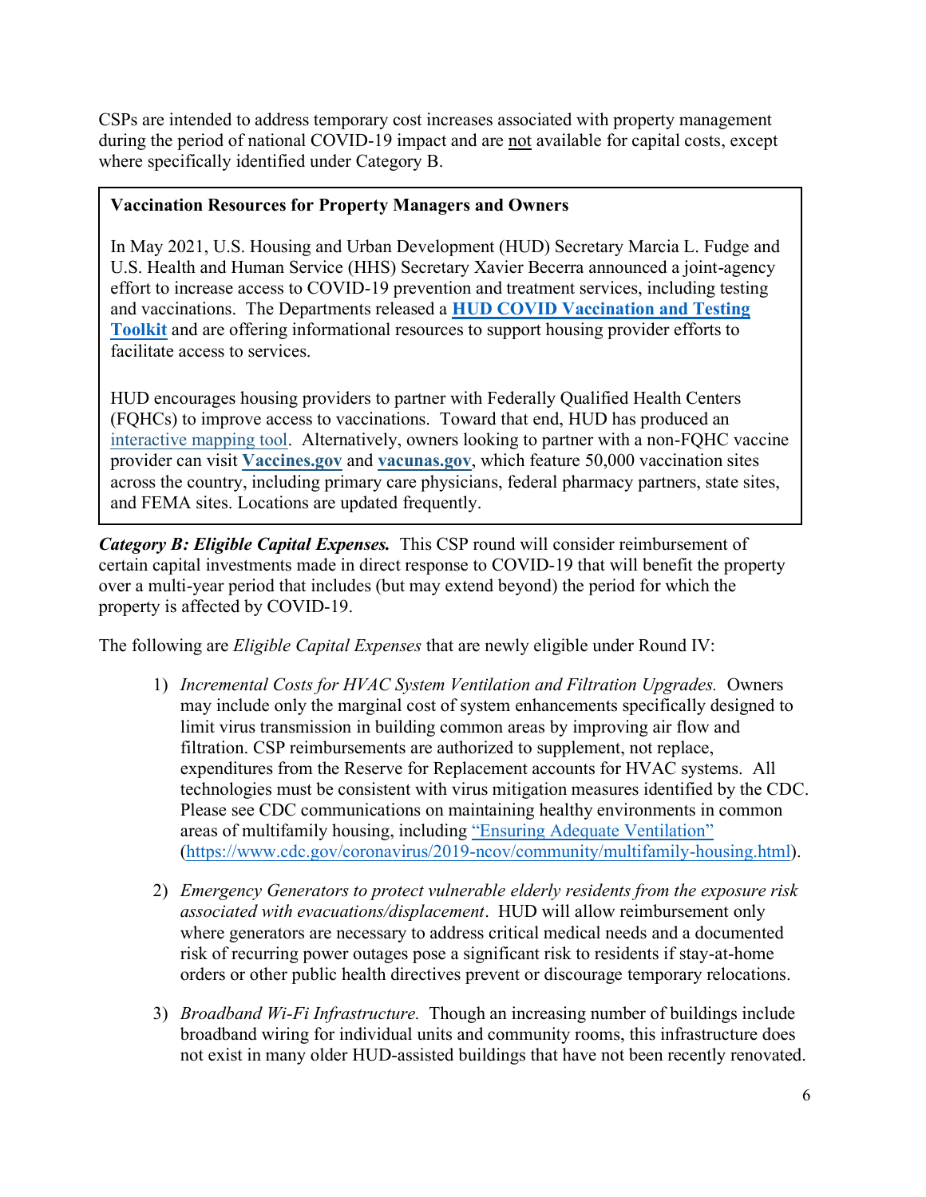CSPs are intended to address temporary cost increases associated with property management during the period of national COVID-19 impact and are not available for capital costs, except where specifically identified under Category B.

> **Vaccination Resources for Property Managers and Owners**
>
> In May 2021, U.S. Housing and Urban Development (HUD) Secretary Marcia L. Fudge and U.S. Health and Human Service (HHS) Secretary Xavier Becerra announced a joint-agency effort to increase access to COVID-19 prevention and treatment services, including testing and vaccinations. The Departments released a **HUD COVID Vaccination and Testing Toolkit** and are offering informational resources to support housing provider efforts to facilitate access to services.
>
> HUD encourages housing providers to partner with Federally Qualified Health Centers (FQHCs) to improve access to vaccinations. Toward that end, HUD has produced an interactive mapping tool. Alternatively, owners looking to partner with a non-FQHC vaccine provider can visit **Vaccines.gov** and **vacunas.gov**, which feature 50,000 vaccination sites across the country, including primary care physicians, federal pharmacy partners, state sites, and FEMA sites. Locations are updated frequently.

***Category B: Eligible Capital Expenses.*** This CSP round will consider reimbursement of certain capital investments made in direct response to COVID-19 that will benefit the property over a multi-year period that includes (but may extend beyond) the period for which the property is affected by COVID-19.

The following are *Eligible Capital Expenses* that are newly eligible under Round IV:

1) *Incremental Costs for HVAC System Ventilation and Filtration Upgrades.* Owners may include only the marginal cost of system enhancements specifically designed to limit virus transmission in building common areas by improving air flow and filtration. CSP reimbursements are authorized to supplement, not replace, expenditures from the Reserve for Replacement accounts for HVAC systems. All technologies must be consistent with virus mitigation measures identified by the CDC. Please see CDC communications on maintaining healthy environments in common areas of multifamily housing, including "Ensuring Adequate Ventilation" (https://www.cdc.gov/coronavirus/2019-ncov/community/multifamily-housing.html).

2) *Emergency Generators to protect vulnerable elderly residents from the exposure risk associated with evacuations/displacement*. HUD will allow reimbursement only where generators are necessary to address critical medical needs and a documented risk of recurring power outages pose a significant risk to residents if stay-at-home orders or other public health directives prevent or discourage temporary relocations.

3) *Broadband Wi-Fi Infrastructure.* Though an increasing number of buildings include broadband wiring for individual units and community rooms, this infrastructure does not exist in many older HUD-assisted buildings that have not been recently renovated.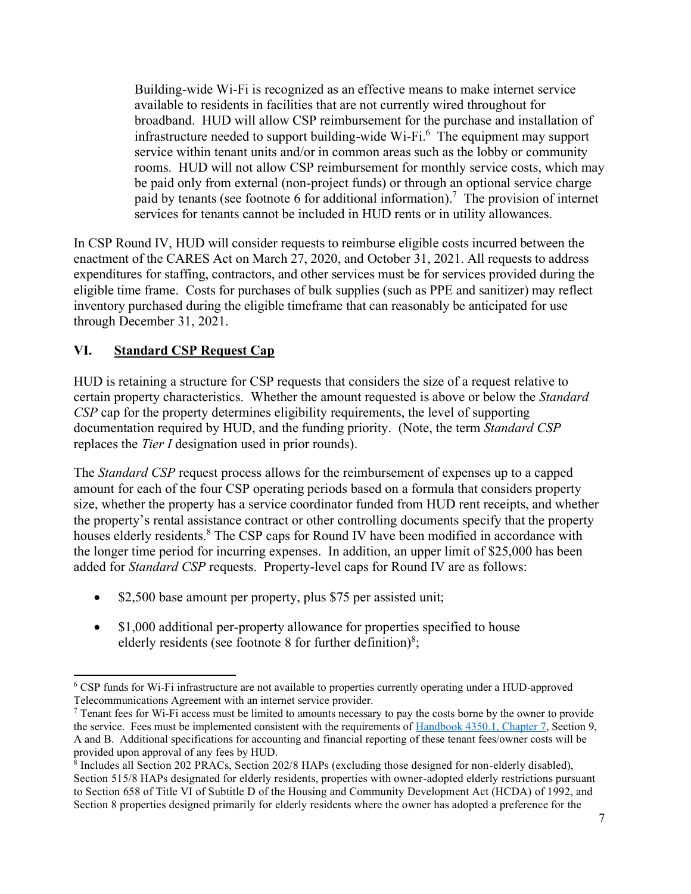Building-wide Wi-Fi is recognized as an effective means to make internet service available to residents in facilities that are not currently wired throughout for broadband. HUD will allow CSP reimbursement for the purchase and installation of infrastructure needed to support building-wide Wi-Fi.[6] The equipment may support service within tenant units and/or in common areas such as the lobby or community rooms. HUD will not allow CSP reimbursement for monthly service costs, which may be paid only from external (non-project funds) or through an optional service charge paid by tenants (see footnote 6 for additional information).[7] The provision of internet services for tenants cannot be included in HUD rents or in utility allowances.

In CSP Round IV, HUD will consider requests to reimburse eligible costs incurred between the enactment of the CARES Act on March 27, 2020, and October 31, 2021. All requests to address expenditures for staffing, contractors, and other services must be for services provided during the eligible time frame. Costs for purchases of bulk supplies (such as PPE and sanitizer) may reflect inventory purchased during the eligible timeframe that can reasonably be anticipated for use through December 31, 2021.

## VI. Standard CSP Request Cap

HUD is retaining a structure for CSP requests that considers the size of a request relative to certain property characteristics. Whether the amount requested is above or below the *Standard CSP* cap for the property determines eligibility requirements, the level of supporting documentation required by HUD, and the funding priority. (Note, the term *Standard CSP* replaces the *Tier I* designation used in prior rounds).

The *Standard CSP* request process allows for the reimbursement of expenses up to a capped amount for each of the four CSP operating periods based on a formula that considers property size, whether the property has a service coordinator funded from HUD rent receipts, and whether the property's rental assistance contract or other controlling documents specify that the property houses elderly residents.[8] The CSP caps for Round IV have been modified in accordance with the longer time period for incurring expenses. In addition, an upper limit of $25,000 has been added for *Standard CSP* requests. Property-level caps for Round IV are as follows:

- $2,500 base amount per property, plus $75 per assisted unit;
- $1,000 additional per-property allowance for properties specified to house elderly residents (see footnote 8 for further definition)[8];

---

[6] CSP funds for Wi-Fi infrastructure are not available to properties currently operating under a HUD-approved Telecommunications Agreement with an internet service provider.

[7] Tenant fees for Wi-Fi access must be limited to amounts necessary to pay the costs borne by the owner to provide the service. Fees must be implemented consistent with the requirements of [Handbook 4350.1, Chapter 7](), Section 9, A and B. Additional specifications for accounting and financial reporting of these tenant fees/owner costs will be provided upon approval of any fees by HUD.

[8] Includes all Section 202 PRACs, Section 202/8 HAPs (excluding those designed for non-elderly disabled), Section 515/8 HAPs designated for elderly residents, properties with owner-adopted elderly restrictions pursuant to Section 658 of Title VI of Subtitle D of the Housing and Community Development Act (HCDA) of 1992, and Section 8 properties designed primarily for elderly residents where the owner has adopted a preference for the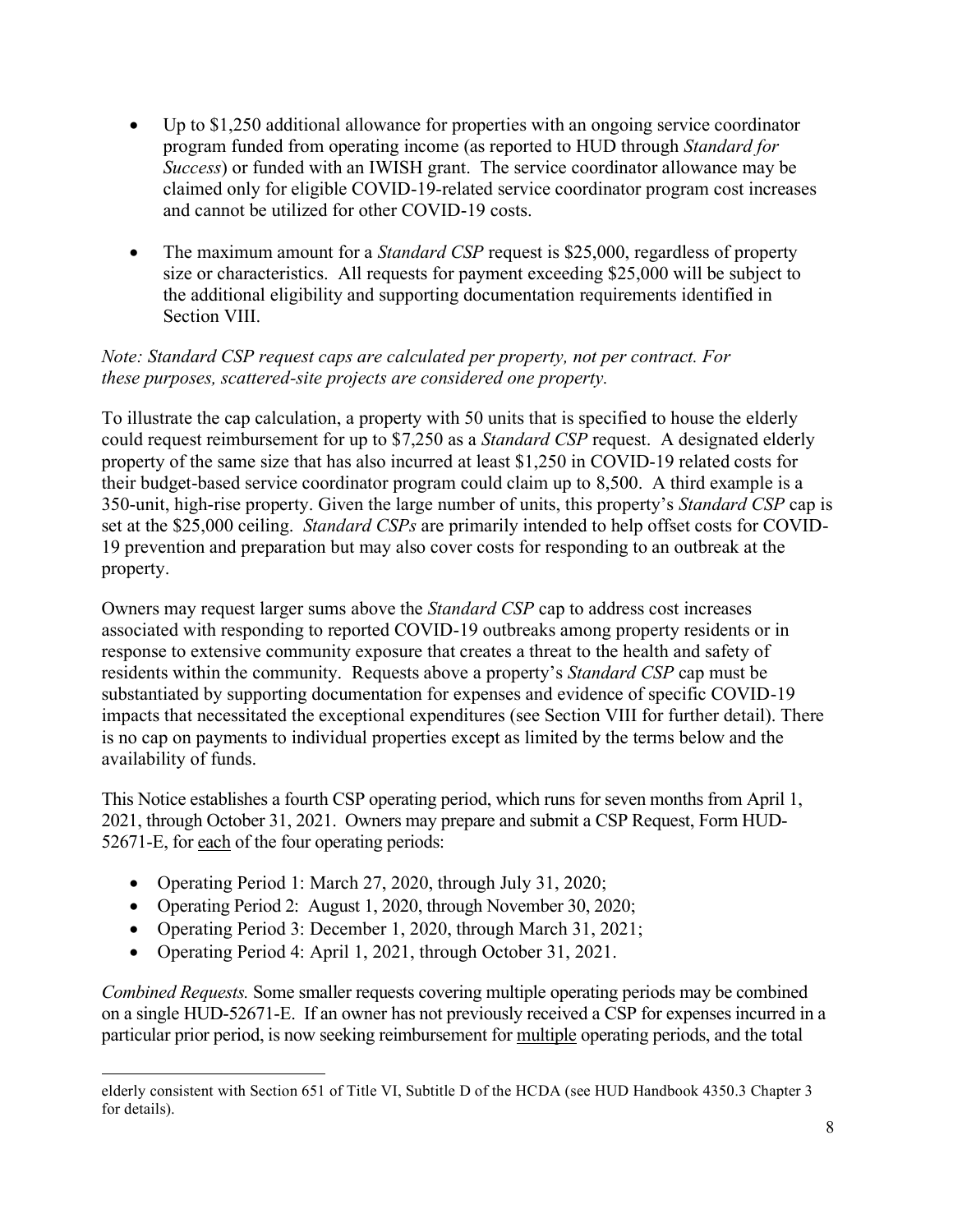- Up to $1,250 additional allowance for properties with an ongoing service coordinator program funded from operating income (as reported to HUD through *Standard for Success*) or funded with an IWISH grant. The service coordinator allowance may be claimed only for eligible COVID-19-related service coordinator program cost increases and cannot be utilized for other COVID-19 costs.

- The maximum amount for a *Standard CSP* request is $25,000, regardless of property size or characteristics. All requests for payment exceeding $25,000 will be subject to the additional eligibility and supporting documentation requirements identified in Section VIII.

*Note: Standard CSP request caps are calculated per property, not per contract. For these purposes, scattered-site projects are considered one property.*

To illustrate the cap calculation, a property with 50 units that is specified to house the elderly could request reimbursement for up to $7,250 as a *Standard CSP* request. A designated elderly property of the same size that has also incurred at least $1,250 in COVID-19 related costs for their budget-based service coordinator program could claim up to 8,500. A third example is a 350-unit, high-rise property. Given the large number of units, this property's *Standard CSP* cap is set at the $25,000 ceiling. *Standard CSPs* are primarily intended to help offset costs for COVID-19 prevention and preparation but may also cover costs for responding to an outbreak at the property.

Owners may request larger sums above the *Standard CSP* cap to address cost increases associated with responding to reported COVID-19 outbreaks among property residents or in response to extensive community exposure that creates a threat to the health and safety of residents within the community. Requests above a property's *Standard CSP* cap must be substantiated by supporting documentation for expenses and evidence of specific COVID-19 impacts that necessitated the exceptional expenditures (see Section VIII for further detail). There is no cap on payments to individual properties except as limited by the terms below and the availability of funds.

This Notice establishes a fourth CSP operating period, which runs for seven months from April 1, 2021, through October 31, 2021. Owners may prepare and submit a CSP Request, Form HUD-52671-E, for <u>each</u> of the four operating periods:

- Operating Period 1: March 27, 2020, through July 31, 2020;
- Operating Period 2: August 1, 2020, through November 30, 2020;
- Operating Period 3: December 1, 2020, through March 31, 2021;
- Operating Period 4: April 1, 2021, through October 31, 2021.

*Combined Requests.* Some smaller requests covering multiple operating periods may be combined on a single HUD-52671-E. If an owner has not previously received a CSP for expenses incurred in a particular prior period, is now seeking reimbursement for <u>multiple</u> operating periods, and the total

---

elderly consistent with Section 651 of Title VI, Subtitle D of the HCDA (see HUD Handbook 4350.3 Chapter 3 for details).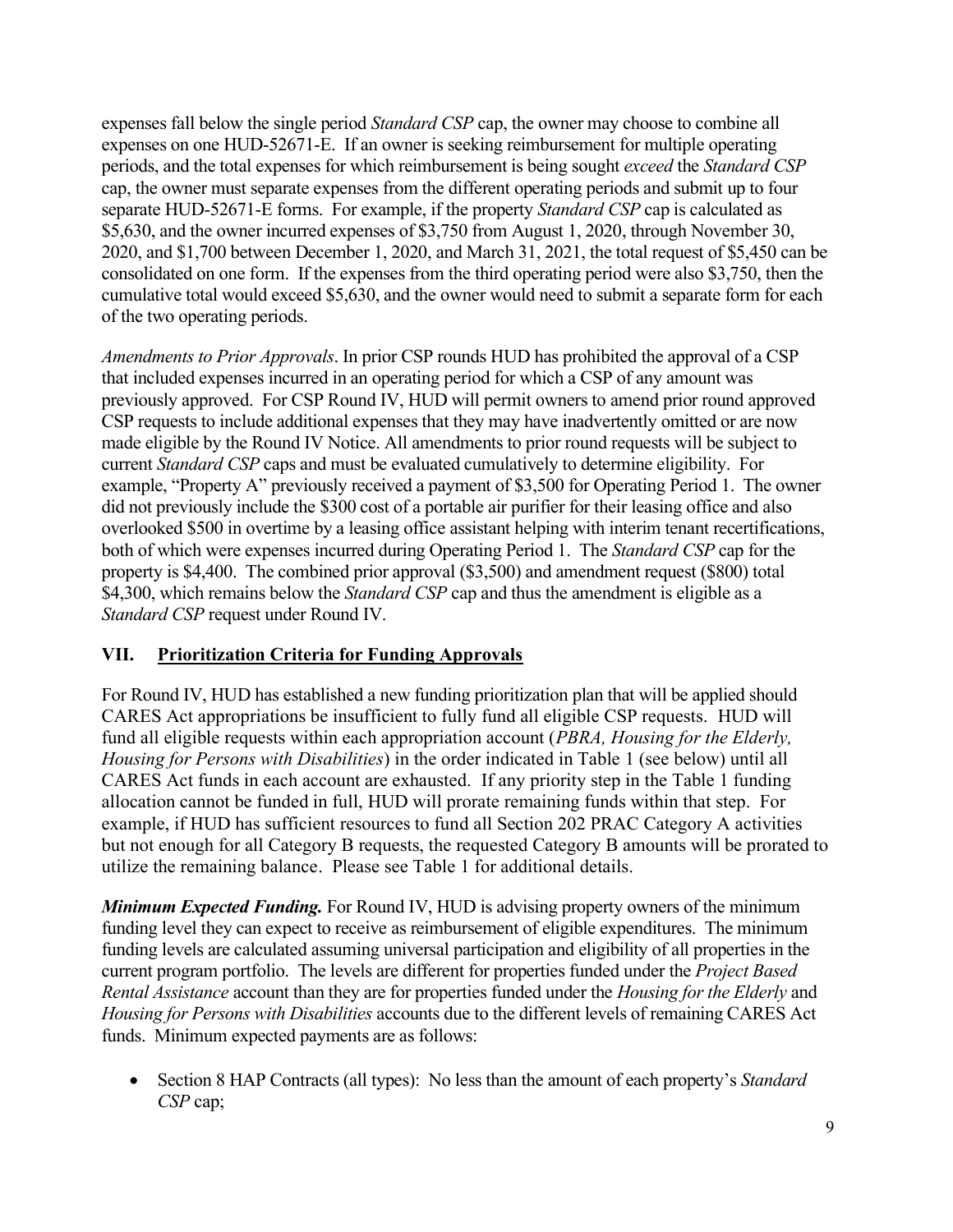expenses fall below the single period *Standard CSP* cap, the owner may choose to combine all expenses on one HUD-52671-E. If an owner is seeking reimbursement for multiple operating periods, and the total expenses for which reimbursement is being sought *exceed* the *Standard CSP* cap, the owner must separate expenses from the different operating periods and submit up to four separate HUD-52671-E forms. For example, if the property *Standard CSP* cap is calculated as \$5,630, and the owner incurred expenses of \$3,750 from August 1, 2020, through November 30, 2020, and \$1,700 between December 1, 2020, and March 31, 2021, the total request of \$5,450 can be consolidated on one form. If the expenses from the third operating period were also \$3,750, then the cumulative total would exceed \$5,630, and the owner would need to submit a separate form for each of the two operating periods.

*Amendments to Prior Approvals*. In prior CSP rounds HUD has prohibited the approval of a CSP that included expenses incurred in an operating period for which a CSP of any amount was previously approved. For CSP Round IV, HUD will permit owners to amend prior round approved CSP requests to include additional expenses that they may have inadvertently omitted or are now made eligible by the Round IV Notice. All amendments to prior round requests will be subject to current *Standard CSP* caps and must be evaluated cumulatively to determine eligibility. For example, "Property A" previously received a payment of \$3,500 for Operating Period 1. The owner did not previously include the \$300 cost of a portable air purifier for their leasing office and also overlooked \$500 in overtime by a leasing office assistant helping with interim tenant recertifications, both of which were expenses incurred during Operating Period 1. The *Standard CSP* cap for the property is \$4,400. The combined prior approval (\$3,500) and amendment request (\$800) total \$4,300, which remains below the *Standard CSP* cap and thus the amendment is eligible as a *Standard CSP* request under Round IV.

## VII. Prioritization Criteria for Funding Approvals

For Round IV, HUD has established a new funding prioritization plan that will be applied should CARES Act appropriations be insufficient to fully fund all eligible CSP requests. HUD will fund all eligible requests within each appropriation account (*PBRA, Housing for the Elderly, Housing for Persons with Disabilities*) in the order indicated in Table 1 (see below) until all CARES Act funds in each account are exhausted. If any priority step in the Table 1 funding allocation cannot be funded in full, HUD will prorate remaining funds within that step. For example, if HUD has sufficient resources to fund all Section 202 PRAC Category A activities but not enough for all Category B requests, the requested Category B amounts will be prorated to utilize the remaining balance. Please see Table 1 for additional details.

***Minimum Expected Funding.*** For Round IV, HUD is advising property owners of the minimum funding level they can expect to receive as reimbursement of eligible expenditures. The minimum funding levels are calculated assuming universal participation and eligibility of all properties in the current program portfolio. The levels are different for properties funded under the *Project Based Rental Assistance* account than they are for properties funded under the *Housing for the Elderly* and *Housing for Persons with Disabilities* accounts due to the different levels of remaining CARES Act funds. Minimum expected payments are as follows:

- Section 8 HAP Contracts (all types): No less than the amount of each property's *Standard CSP* cap;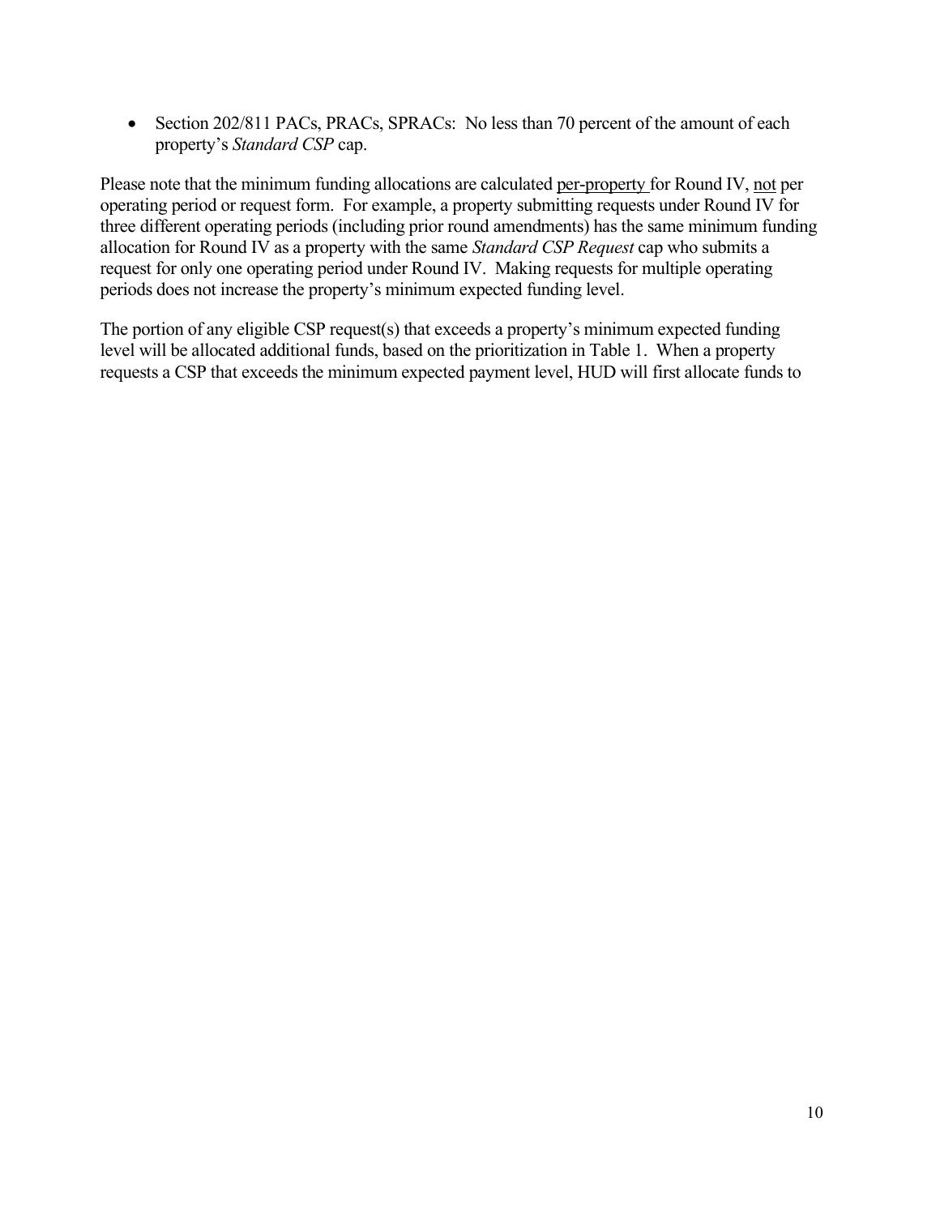- Section 202/811 PACs, PRACs, SPRACs: No less than 70 percent of the amount of each property's *Standard CSP* cap.

Please note that the minimum funding allocations are calculated per-property for Round IV, not per operating period or request form. For example, a property submitting requests under Round IV for three different operating periods (including prior round amendments) has the same minimum funding allocation for Round IV as a property with the same *Standard CSP Request* cap who submits a request for only one operating period under Round IV. Making requests for multiple operating periods does not increase the property's minimum expected funding level.

The portion of any eligible CSP request(s) that exceeds a property's minimum expected funding level will be allocated additional funds, based on the prioritization in Table 1. When a property requests a CSP that exceeds the minimum expected payment level, HUD will first allocate funds to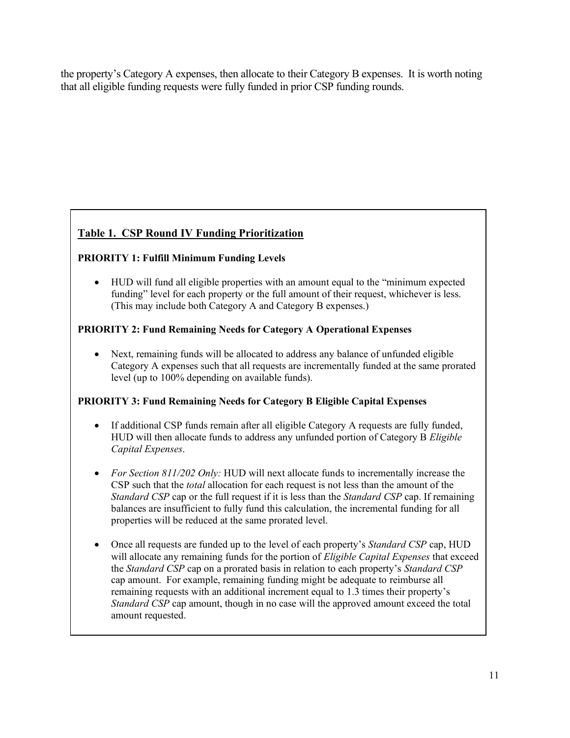the property's Category A expenses, then allocate to their Category B expenses. It is worth noting that all eligible funding requests were fully funded in prior CSP funding rounds.

## Table 1. CSP Round IV Funding Prioritization

**PRIORITY 1: Fulfill Minimum Funding Levels**

- HUD will fund all eligible properties with an amount equal to the "minimum expected funding" level for each property or the full amount of their request, whichever is less. (This may include both Category A and Category B expenses.)

**PRIORITY 2: Fund Remaining Needs for Category A Operational Expenses**

- Next, remaining funds will be allocated to address any balance of unfunded eligible Category A expenses such that all requests are incrementally funded at the same prorated level (up to 100% depending on available funds).

**PRIORITY 3: Fund Remaining Needs for Category B Eligible Capital Expenses**

- If additional CSP funds remain after all eligible Category A requests are fully funded, HUD will then allocate funds to address any unfunded portion of Category B *Eligible Capital Expenses*.
- *For Section 811/202 Only:* HUD will next allocate funds to incrementally increase the CSP such that the *total* allocation for each request is not less than the amount of the *Standard CSP* cap or the full request if it is less than the *Standard CSP* cap. If remaining balances are insufficient to fully fund this calculation, the incremental funding for all properties will be reduced at the same prorated level.
- Once all requests are funded up to the level of each property's *Standard CSP* cap, HUD will allocate any remaining funds for the portion of *Eligible Capital Expenses* that exceed the *Standard CSP* cap on a prorated basis in relation to each property's *Standard CSP* cap amount. For example, remaining funding might be adequate to reimburse all remaining requests with an additional increment equal to 1.3 times their property's *Standard CSP* cap amount, though in no case will the approved amount exceed the total amount requested.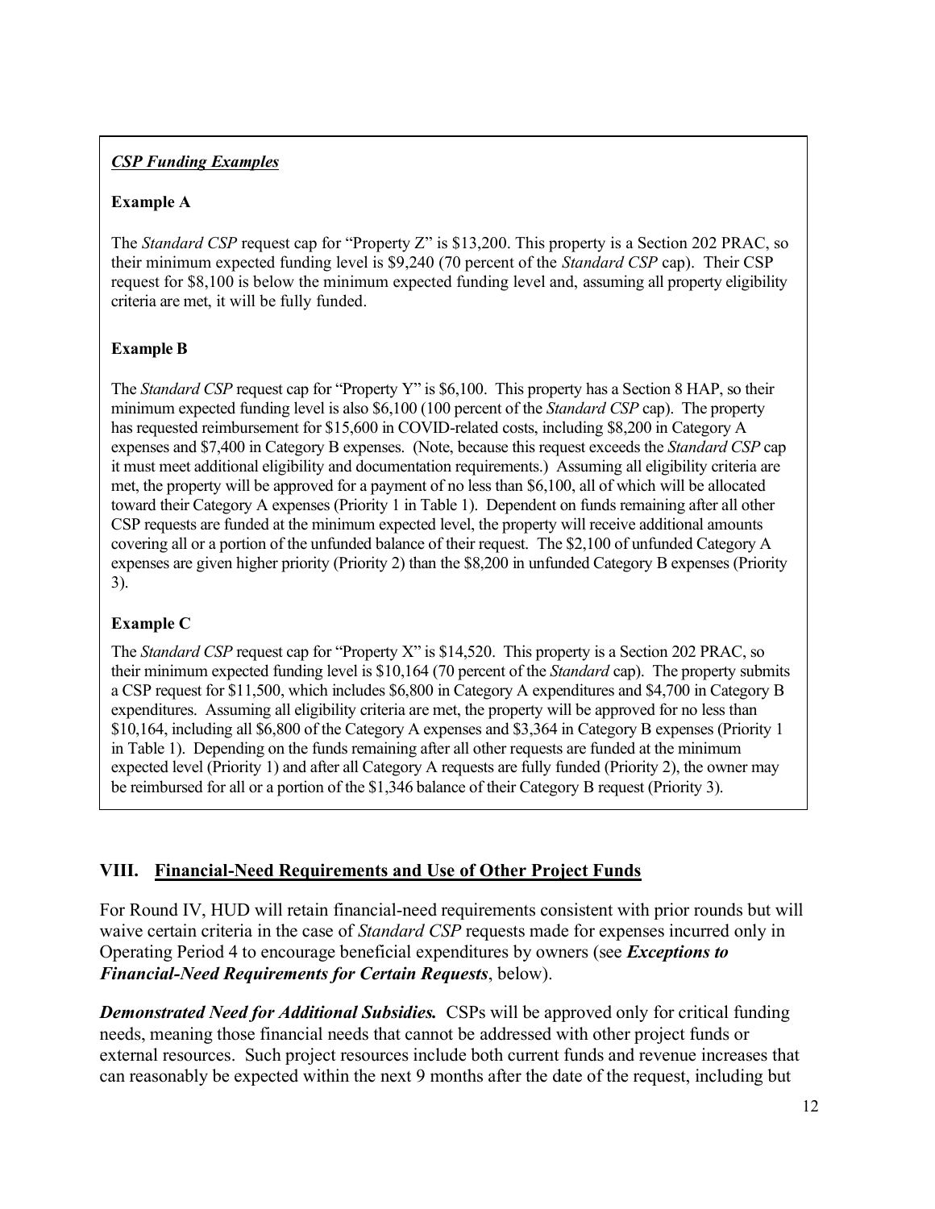***CSP Funding Examples***

**Example A**

The *Standard CSP* request cap for "Property Z" is $13,200. This property is a Section 202 PRAC, so their minimum expected funding level is $9,240 (70 percent of the *Standard CSP* cap). Their CSP request for $8,100 is below the minimum expected funding level and, assuming all property eligibility criteria are met, it will be fully funded.

**Example B**

The *Standard CSP* request cap for "Property Y" is $6,100. This property has a Section 8 HAP, so their minimum expected funding level is also $6,100 (100 percent of the *Standard CSP* cap). The property has requested reimbursement for $15,600 in COVID-related costs, including $8,200 in Category A expenses and $7,400 in Category B expenses. (Note, because this request exceeds the *Standard CSP* cap it must meet additional eligibility and documentation requirements.) Assuming all eligibility criteria are met, the property will be approved for a payment of no less than $6,100, all of which will be allocated toward their Category A expenses (Priority 1 in Table 1). Dependent on funds remaining after all other CSP requests are funded at the minimum expected level, the property will receive additional amounts covering all or a portion of the unfunded balance of their request. The $2,100 of unfunded Category A expenses are given higher priority (Priority 2) than the $8,200 in unfunded Category B expenses (Priority 3).

**Example C**

The *Standard CSP* request cap for "Property X" is $14,520. This property is a Section 202 PRAC, so their minimum expected funding level is $10,164 (70 percent of the *Standard* cap). The property submits a CSP request for $11,500, which includes $6,800 in Category A expenditures and $4,700 in Category B expenditures. Assuming all eligibility criteria are met, the property will be approved for no less than $10,164, including all $6,800 of the Category A expenses and $3,364 in Category B expenses (Priority 1 in Table 1). Depending on the funds remaining after all other requests are funded at the minimum expected level (Priority 1) and after all Category A requests are fully funded (Priority 2), the owner may be reimbursed for all or a portion of the $1,346 balance of their Category B request (Priority 3).

## VIII. Financial-Need Requirements and Use of Other Project Funds

For Round IV, HUD will retain financial-need requirements consistent with prior rounds but will waive certain criteria in the case of *Standard CSP* requests made for expenses incurred only in Operating Period 4 to encourage beneficial expenditures by owners (see ***Exceptions to Financial-Need Requirements for Certain Requests***, below).

***Demonstrated Need for Additional Subsidies.*** CSPs will be approved only for critical funding needs, meaning those financial needs that cannot be addressed with other project funds or external resources. Such project resources include both current funds and revenue increases that can reasonably be expected within the next 9 months after the date of the request, including but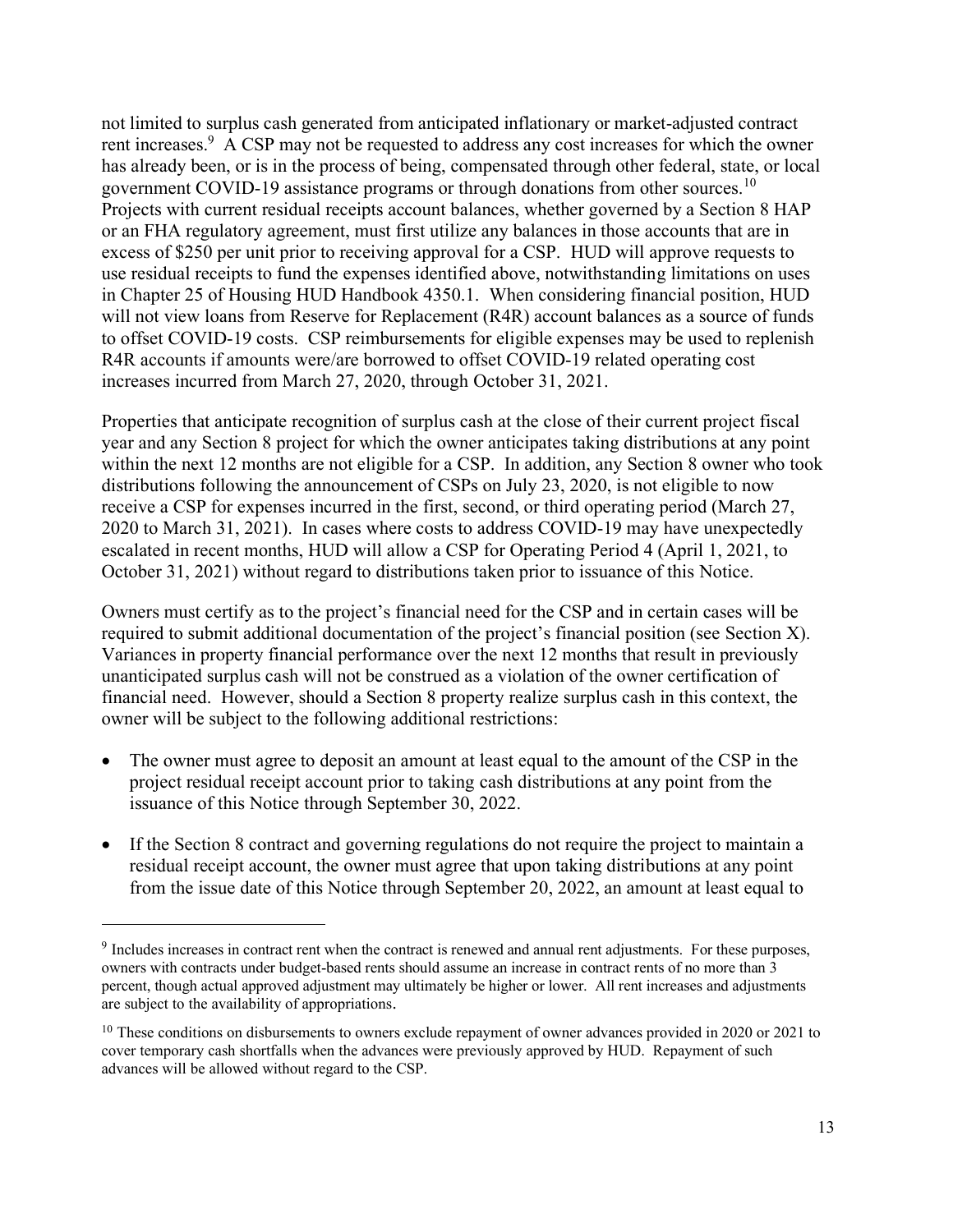not limited to surplus cash generated from anticipated inflationary or market-adjusted contract rent increases.[9] A CSP may not be requested to address any cost increases for which the owner has already been, or is in the process of being, compensated through other federal, state, or local government COVID-19 assistance programs or through donations from other sources.[10] Projects with current residual receipts account balances, whether governed by a Section 8 HAP or an FHA regulatory agreement, must first utilize any balances in those accounts that are in excess of $250 per unit prior to receiving approval for a CSP. HUD will approve requests to use residual receipts to fund the expenses identified above, notwithstanding limitations on uses in Chapter 25 of Housing HUD Handbook 4350.1. When considering financial position, HUD will not view loans from Reserve for Replacement (R4R) account balances as a source of funds to offset COVID-19 costs. CSP reimbursements for eligible expenses may be used to replenish R4R accounts if amounts were/are borrowed to offset COVID-19 related operating cost increases incurred from March 27, 2020, through October 31, 2021.

Properties that anticipate recognition of surplus cash at the close of their current project fiscal year and any Section 8 project for which the owner anticipates taking distributions at any point within the next 12 months are not eligible for a CSP. In addition, any Section 8 owner who took distributions following the announcement of CSPs on July 23, 2020, is not eligible to now receive a CSP for expenses incurred in the first, second, or third operating period (March 27, 2020 to March 31, 2021). In cases where costs to address COVID-19 may have unexpectedly escalated in recent months, HUD will allow a CSP for Operating Period 4 (April 1, 2021, to October 31, 2021) without regard to distributions taken prior to issuance of this Notice.

Owners must certify as to the project's financial need for the CSP and in certain cases will be required to submit additional documentation of the project's financial position (see Section X). Variances in property financial performance over the next 12 months that result in previously unanticipated surplus cash will not be construed as a violation of the owner certification of financial need. However, should a Section 8 property realize surplus cash in this context, the owner will be subject to the following additional restrictions:

- The owner must agree to deposit an amount at least equal to the amount of the CSP in the project residual receipt account prior to taking cash distributions at any point from the issuance of this Notice through September 30, 2022.
- If the Section 8 contract and governing regulations do not require the project to maintain a residual receipt account, the owner must agree that upon taking distributions at any point from the issue date of this Notice through September 20, 2022, an amount at least equal to

---

[9] Includes increases in contract rent when the contract is renewed and annual rent adjustments. For these purposes, owners with contracts under budget-based rents should assume an increase in contract rents of no more than 3 percent, though actual approved adjustment may ultimately be higher or lower. All rent increases and adjustments are subject to the availability of appropriations.

[10] These conditions on disbursements to owners exclude repayment of owner advances provided in 2020 or 2021 to cover temporary cash shortfalls when the advances were previously approved by HUD. Repayment of such advances will be allowed without regard to the CSP.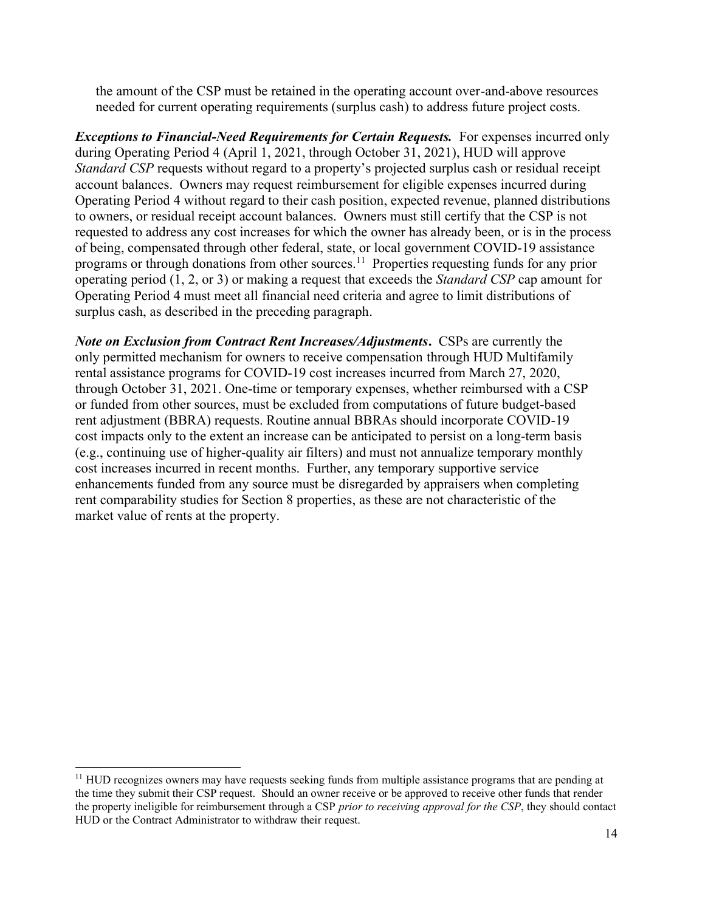the amount of the CSP must be retained in the operating account over-and-above resources needed for current operating requirements (surplus cash) to address future project costs.

***Exceptions to Financial-Need Requirements for Certain Requests.*** For expenses incurred only during Operating Period 4 (April 1, 2021, through October 31, 2021), HUD will approve *Standard CSP* requests without regard to a property's projected surplus cash or residual receipt account balances. Owners may request reimbursement for eligible expenses incurred during Operating Period 4 without regard to their cash position, expected revenue, planned distributions to owners, or residual receipt account balances. Owners must still certify that the CSP is not requested to address any cost increases for which the owner has already been, or is in the process of being, compensated through other federal, state, or local government COVID-19 assistance programs or through donations from other sources.[11] Properties requesting funds for any prior operating period (1, 2, or 3) or making a request that exceeds the *Standard CSP* cap amount for Operating Period 4 must meet all financial need criteria and agree to limit distributions of surplus cash, as described in the preceding paragraph.

***Note on Exclusion from Contract Rent Increases/Adjustments*.** CSPs are currently the only permitted mechanism for owners to receive compensation through HUD Multifamily rental assistance programs for COVID-19 cost increases incurred from March 27, 2020, through October 31, 2021. One-time or temporary expenses, whether reimbursed with a CSP or funded from other sources, must be excluded from computations of future budget-based rent adjustment (BBRA) requests. Routine annual BBRAs should incorporate COVID-19 cost impacts only to the extent an increase can be anticipated to persist on a long-term basis (e.g., continuing use of higher-quality air filters) and must not annualize temporary monthly cost increases incurred in recent months. Further, any temporary supportive service enhancements funded from any source must be disregarded by appraisers when completing rent comparability studies for Section 8 properties, as these are not characteristic of the market value of rents at the property.

---

[11] HUD recognizes owners may have requests seeking funds from multiple assistance programs that are pending at the time they submit their CSP request. Should an owner receive or be approved to receive other funds that render the property ineligible for reimbursement through a CSP *prior to receiving approval for the CSP*, they should contact HUD or the Contract Administrator to withdraw their request.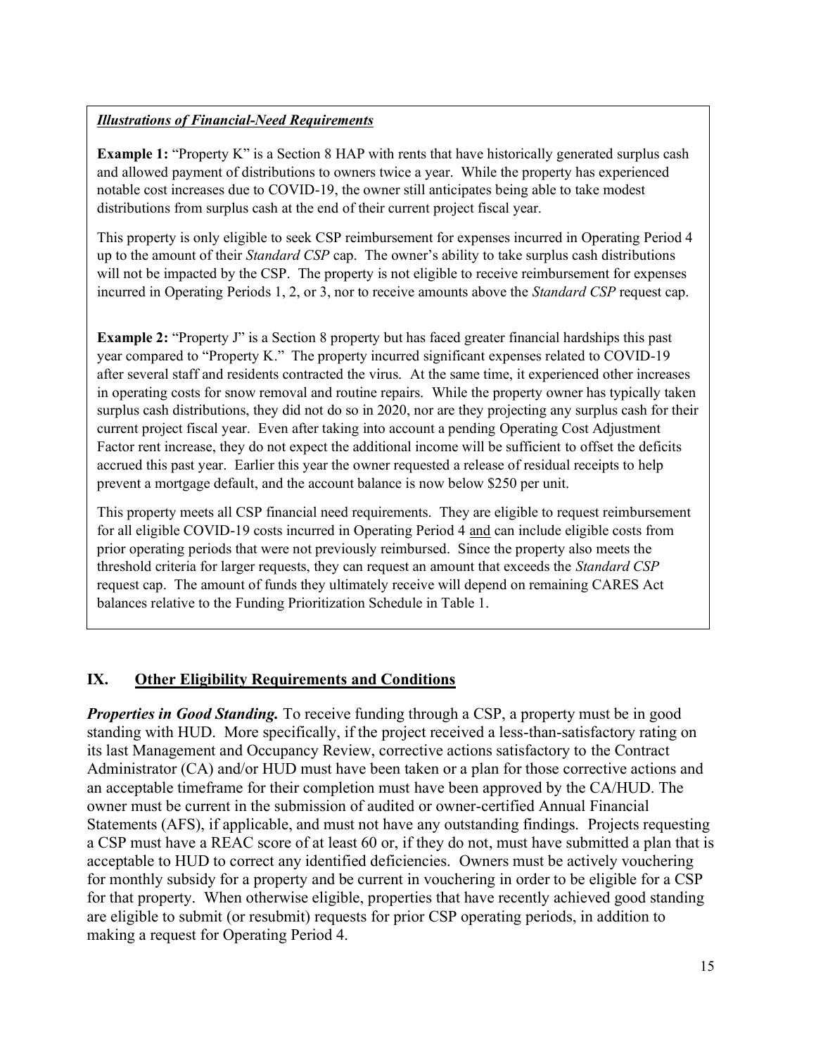***Illustrations of Financial-Need Requirements***

**Example 1:** "Property K" is a Section 8 HAP with rents that have historically generated surplus cash and allowed payment of distributions to owners twice a year. While the property has experienced notable cost increases due to COVID-19, the owner still anticipates being able to take modest distributions from surplus cash at the end of their current project fiscal year.

This property is only eligible to seek CSP reimbursement for expenses incurred in Operating Period 4 up to the amount of their *Standard CSP* cap. The owner's ability to take surplus cash distributions will not be impacted by the CSP. The property is not eligible to receive reimbursement for expenses incurred in Operating Periods 1, 2, or 3, nor to receive amounts above the *Standard CSP* request cap.

**Example 2:** "Property J" is a Section 8 property but has faced greater financial hardships this past year compared to "Property K." The property incurred significant expenses related to COVID-19 after several staff and residents contracted the virus. At the same time, it experienced other increases in operating costs for snow removal and routine repairs. While the property owner has typically taken surplus cash distributions, they did not do so in 2020, nor are they projecting any surplus cash for their current project fiscal year. Even after taking into account a pending Operating Cost Adjustment Factor rent increase, they do not expect the additional income will be sufficient to offset the deficits accrued this past year. Earlier this year the owner requested a release of residual receipts to help prevent a mortgage default, and the account balance is now below $250 per unit.

This property meets all CSP financial need requirements. They are eligible to request reimbursement for all eligible COVID-19 costs incurred in Operating Period 4 and can include eligible costs from prior operating periods that were not previously reimbursed. Since the property also meets the threshold criteria for larger requests, they can request an amount that exceeds the *Standard CSP* request cap. The amount of funds they ultimately receive will depend on remaining CARES Act balances relative to the Funding Prioritization Schedule in Table 1.

## IX. Other Eligibility Requirements and Conditions

***Properties in Good Standing.*** To receive funding through a CSP, a property must be in good standing with HUD. More specifically, if the project received a less-than-satisfactory rating on its last Management and Occupancy Review, corrective actions satisfactory to the Contract Administrator (CA) and/or HUD must have been taken or a plan for those corrective actions and an acceptable timeframe for their completion must have been approved by the CA/HUD. The owner must be current in the submission of audited or owner-certified Annual Financial Statements (AFS), if applicable, and must not have any outstanding findings. Projects requesting a CSP must have a REAC score of at least 60 or, if they do not, must have submitted a plan that is acceptable to HUD to correct any identified deficiencies. Owners must be actively vouchering for monthly subsidy for a property and be current in vouchering in order to be eligible for a CSP for that property. When otherwise eligible, properties that have recently achieved good standing are eligible to submit (or resubmit) requests for prior CSP operating periods, in addition to making a request for Operating Period 4.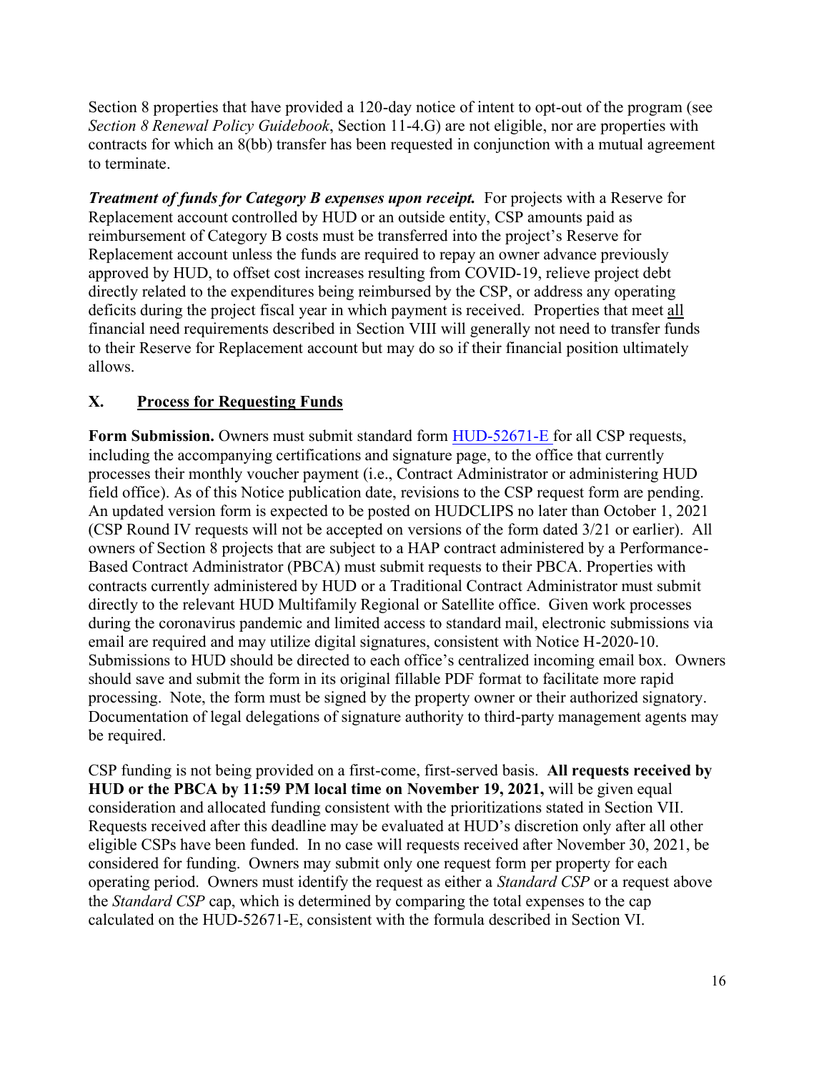Section 8 properties that have provided a 120-day notice of intent to opt-out of the program (see *Section 8 Renewal Policy Guidebook*, Section 11-4.G) are not eligible, nor are properties with contracts for which an 8(bb) transfer has been requested in conjunction with a mutual agreement to terminate.

***Treatment of funds for Category B expenses upon receipt.*** For projects with a Reserve for Replacement account controlled by HUD or an outside entity, CSP amounts paid as reimbursement of Category B costs must be transferred into the project's Reserve for Replacement account unless the funds are required to repay an owner advance previously approved by HUD, to offset cost increases resulting from COVID-19, relieve project debt directly related to the expenditures being reimbursed by the CSP, or address any operating deficits during the project fiscal year in which payment is received. Properties that meet all financial need requirements described in Section VIII will generally not need to transfer funds to their Reserve for Replacement account but may do so if their financial position ultimately allows.

## X. Process for Requesting Funds

**Form Submission.** Owners must submit standard form HUD-52671-E for all CSP requests, including the accompanying certifications and signature page, to the office that currently processes their monthly voucher payment (i.e., Contract Administrator or administering HUD field office). As of this Notice publication date, revisions to the CSP request form are pending. An updated version form is expected to be posted on HUDCLIPS no later than October 1, 2021 (CSP Round IV requests will not be accepted on versions of the form dated 3/21 or earlier). All owners of Section 8 projects that are subject to a HAP contract administered by a Performance-Based Contract Administrator (PBCA) must submit requests to their PBCA. Properties with contracts currently administered by HUD or a Traditional Contract Administrator must submit directly to the relevant HUD Multifamily Regional or Satellite office. Given work processes during the coronavirus pandemic and limited access to standard mail, electronic submissions via email are required and may utilize digital signatures, consistent with Notice H-2020-10. Submissions to HUD should be directed to each office's centralized incoming email box. Owners should save and submit the form in its original fillable PDF format to facilitate more rapid processing. Note, the form must be signed by the property owner or their authorized signatory. Documentation of legal delegations of signature authority to third-party management agents may be required.

CSP funding is not being provided on a first-come, first-served basis. **All requests received by HUD or the PBCA by 11:59 PM local time on November 19, 2021,** will be given equal consideration and allocated funding consistent with the prioritizations stated in Section VII. Requests received after this deadline may be evaluated at HUD's discretion only after all other eligible CSPs have been funded. In no case will requests received after November 30, 2021, be considered for funding. Owners may submit only one request form per property for each operating period. Owners must identify the request as either a *Standard CSP* or a request above the *Standard CSP* cap, which is determined by comparing the total expenses to the cap calculated on the HUD-52671-E, consistent with the formula described in Section VI.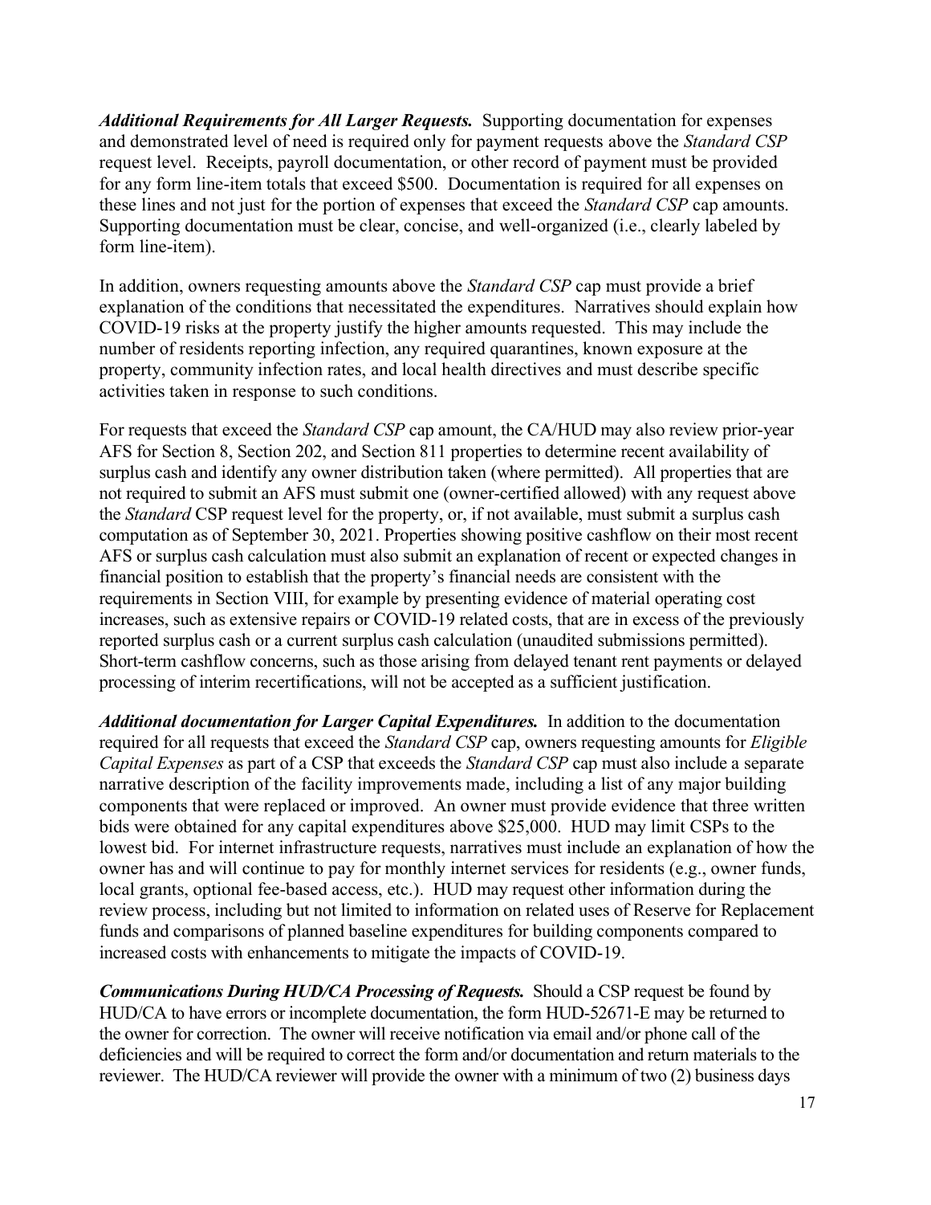***Additional Requirements for All Larger Requests.*** Supporting documentation for expenses and demonstrated level of need is required only for payment requests above the *Standard CSP* request level. Receipts, payroll documentation, or other record of payment must be provided for any form line-item totals that exceed $500. Documentation is required for all expenses on these lines and not just for the portion of expenses that exceed the *Standard CSP* cap amounts. Supporting documentation must be clear, concise, and well-organized (i.e., clearly labeled by form line-item).

In addition, owners requesting amounts above the *Standard CSP* cap must provide a brief explanation of the conditions that necessitated the expenditures. Narratives should explain how COVID-19 risks at the property justify the higher amounts requested. This may include the number of residents reporting infection, any required quarantines, known exposure at the property, community infection rates, and local health directives and must describe specific activities taken in response to such conditions.

For requests that exceed the *Standard CSP* cap amount, the CA/HUD may also review prior-year AFS for Section 8, Section 202, and Section 811 properties to determine recent availability of surplus cash and identify any owner distribution taken (where permitted). All properties that are not required to submit an AFS must submit one (owner-certified allowed) with any request above the *Standard* CSP request level for the property, or, if not available, must submit a surplus cash computation as of September 30, 2021. Properties showing positive cashflow on their most recent AFS or surplus cash calculation must also submit an explanation of recent or expected changes in financial position to establish that the property's financial needs are consistent with the requirements in Section VIII, for example by presenting evidence of material operating cost increases, such as extensive repairs or COVID-19 related costs, that are in excess of the previously reported surplus cash or a current surplus cash calculation (unaudited submissions permitted). Short-term cashflow concerns, such as those arising from delayed tenant rent payments or delayed processing of interim recertifications, will not be accepted as a sufficient justification.

***Additional documentation for Larger Capital Expenditures.*** In addition to the documentation required for all requests that exceed the *Standard CSP* cap, owners requesting amounts for *Eligible Capital Expenses* as part of a CSP that exceeds the *Standard CSP* cap must also include a separate narrative description of the facility improvements made, including a list of any major building components that were replaced or improved. An owner must provide evidence that three written bids were obtained for any capital expenditures above $25,000. HUD may limit CSPs to the lowest bid. For internet infrastructure requests, narratives must include an explanation of how the owner has and will continue to pay for monthly internet services for residents (e.g., owner funds, local grants, optional fee-based access, etc.). HUD may request other information during the review process, including but not limited to information on related uses of Reserve for Replacement funds and comparisons of planned baseline expenditures for building components compared to increased costs with enhancements to mitigate the impacts of COVID-19.

***Communications During HUD/CA Processing of Requests.*** Should a CSP request be found by HUD/CA to have errors or incomplete documentation, the form HUD-52671-E may be returned to the owner for correction. The owner will receive notification via email and/or phone call of the deficiencies and will be required to correct the form and/or documentation and return materials to the reviewer. The HUD/CA reviewer will provide the owner with a minimum of two (2) business days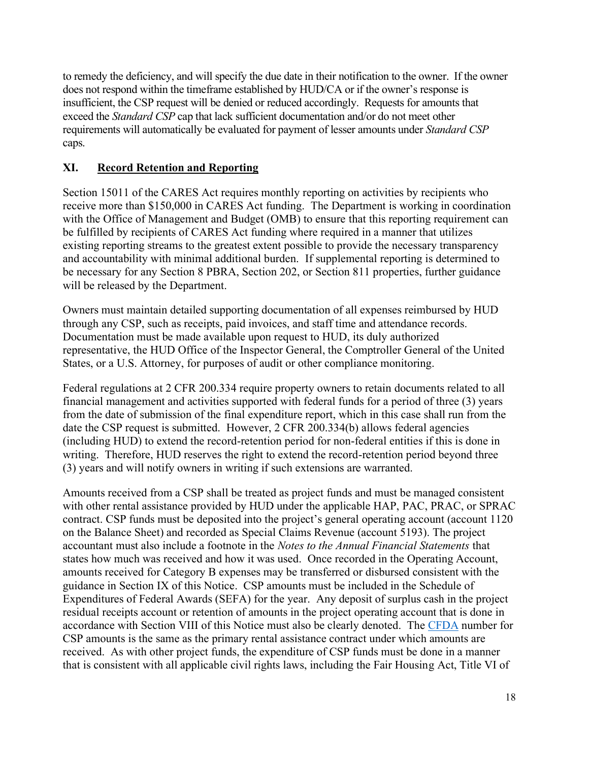to remedy the deficiency, and will specify the due date in their notification to the owner. If the owner does not respond within the timeframe established by HUD/CA or if the owner's response is insufficient, the CSP request will be denied or reduced accordingly. Requests for amounts that exceed the *Standard CSP* cap that lack sufficient documentation and/or do not meet other requirements will automatically be evaluated for payment of lesser amounts under *Standard CSP* caps.

## XI. Record Retention and Reporting

Section 15011 of the CARES Act requires monthly reporting on activities by recipients who receive more than $150,000 in CARES Act funding. The Department is working in coordination with the Office of Management and Budget (OMB) to ensure that this reporting requirement can be fulfilled by recipients of CARES Act funding where required in a manner that utilizes existing reporting streams to the greatest extent possible to provide the necessary transparency and accountability with minimal additional burden. If supplemental reporting is determined to be necessary for any Section 8 PBRA, Section 202, or Section 811 properties, further guidance will be released by the Department.

Owners must maintain detailed supporting documentation of all expenses reimbursed by HUD through any CSP, such as receipts, paid invoices, and staff time and attendance records. Documentation must be made available upon request to HUD, its duly authorized representative, the HUD Office of the Inspector General, the Comptroller General of the United States, or a U.S. Attorney, for purposes of audit or other compliance monitoring.

Federal regulations at 2 CFR 200.334 require property owners to retain documents related to all financial management and activities supported with federal funds for a period of three (3) years from the date of submission of the final expenditure report, which in this case shall run from the date the CSP request is submitted. However, 2 CFR 200.334(b) allows federal agencies (including HUD) to extend the record-retention period for non-federal entities if this is done in writing. Therefore, HUD reserves the right to extend the record-retention period beyond three (3) years and will notify owners in writing if such extensions are warranted.

Amounts received from a CSP shall be treated as project funds and must be managed consistent with other rental assistance provided by HUD under the applicable HAP, PAC, PRAC, or SPRAC contract. CSP funds must be deposited into the project's general operating account (account 1120 on the Balance Sheet) and recorded as Special Claims Revenue (account 5193). The project accountant must also include a footnote in the *Notes to the Annual Financial Statements* that states how much was received and how it was used. Once recorded in the Operating Account, amounts received for Category B expenses may be transferred or disbursed consistent with the guidance in Section IX of this Notice. CSP amounts must be included in the Schedule of Expenditures of Federal Awards (SEFA) for the year. Any deposit of surplus cash in the project residual receipts account or retention of amounts in the project operating account that is done in accordance with Section VIII of this Notice must also be clearly denoted. The CFDA number for CSP amounts is the same as the primary rental assistance contract under which amounts are received. As with other project funds, the expenditure of CSP funds must be done in a manner that is consistent with all applicable civil rights laws, including the Fair Housing Act, Title VI of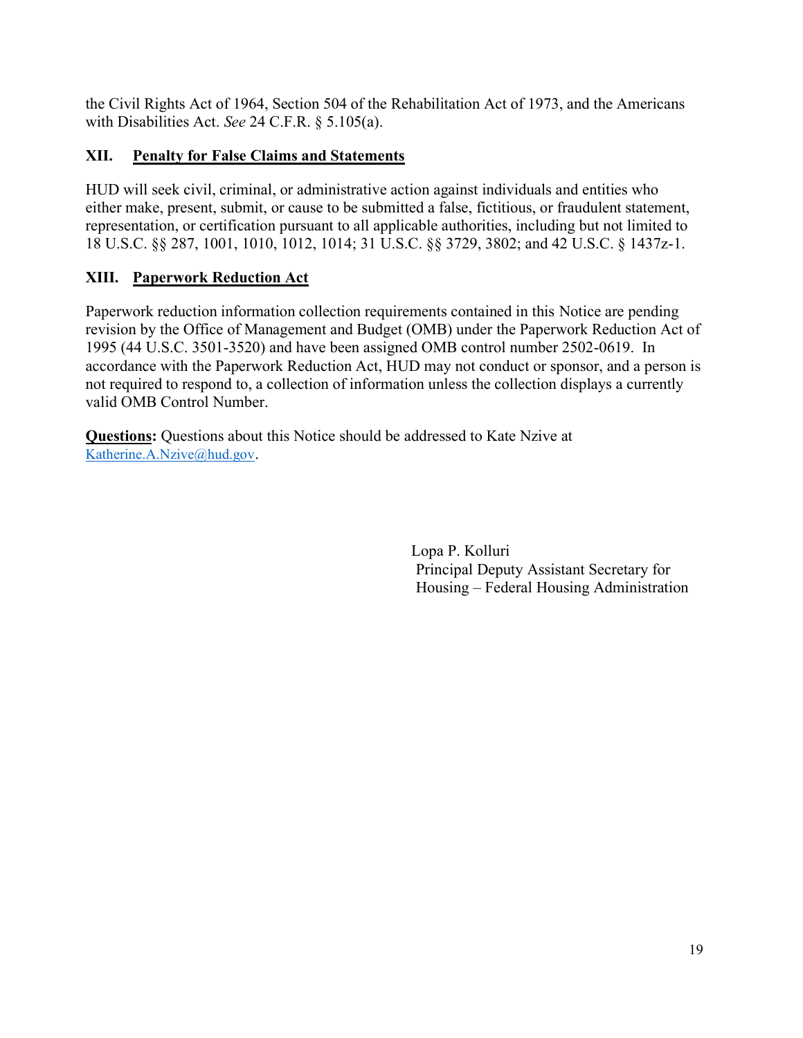the Civil Rights Act of 1964, Section 504 of the Rehabilitation Act of 1973, and the Americans with Disabilities Act. *See* 24 C.F.R. § 5.105(a).

## XII. Penalty for False Claims and Statements

HUD will seek civil, criminal, or administrative action against individuals and entities who either make, present, submit, or cause to be submitted a false, fictitious, or fraudulent statement, representation, or certification pursuant to all applicable authorities, including but not limited to 18 U.S.C. §§ 287, 1001, 1010, 1012, 1014; 31 U.S.C. §§ 3729, 3802; and 42 U.S.C. § 1437z-1.

## XIII. Paperwork Reduction Act

Paperwork reduction information collection requirements contained in this Notice are pending revision by the Office of Management and Budget (OMB) under the Paperwork Reduction Act of 1995 (44 U.S.C. 3501-3520) and have been assigned OMB control number 2502-0619. In accordance with the Paperwork Reduction Act, HUD may not conduct or sponsor, and a person is not required to respond to, a collection of information unless the collection displays a currently valid OMB Control Number.

**Questions:** Questions about this Notice should be addressed to Kate Nzive at Katherine.A.Nzive@hud.gov.

Lopa P. Kolluri
Principal Deputy Assistant Secretary for
Housing – Federal Housing Administration